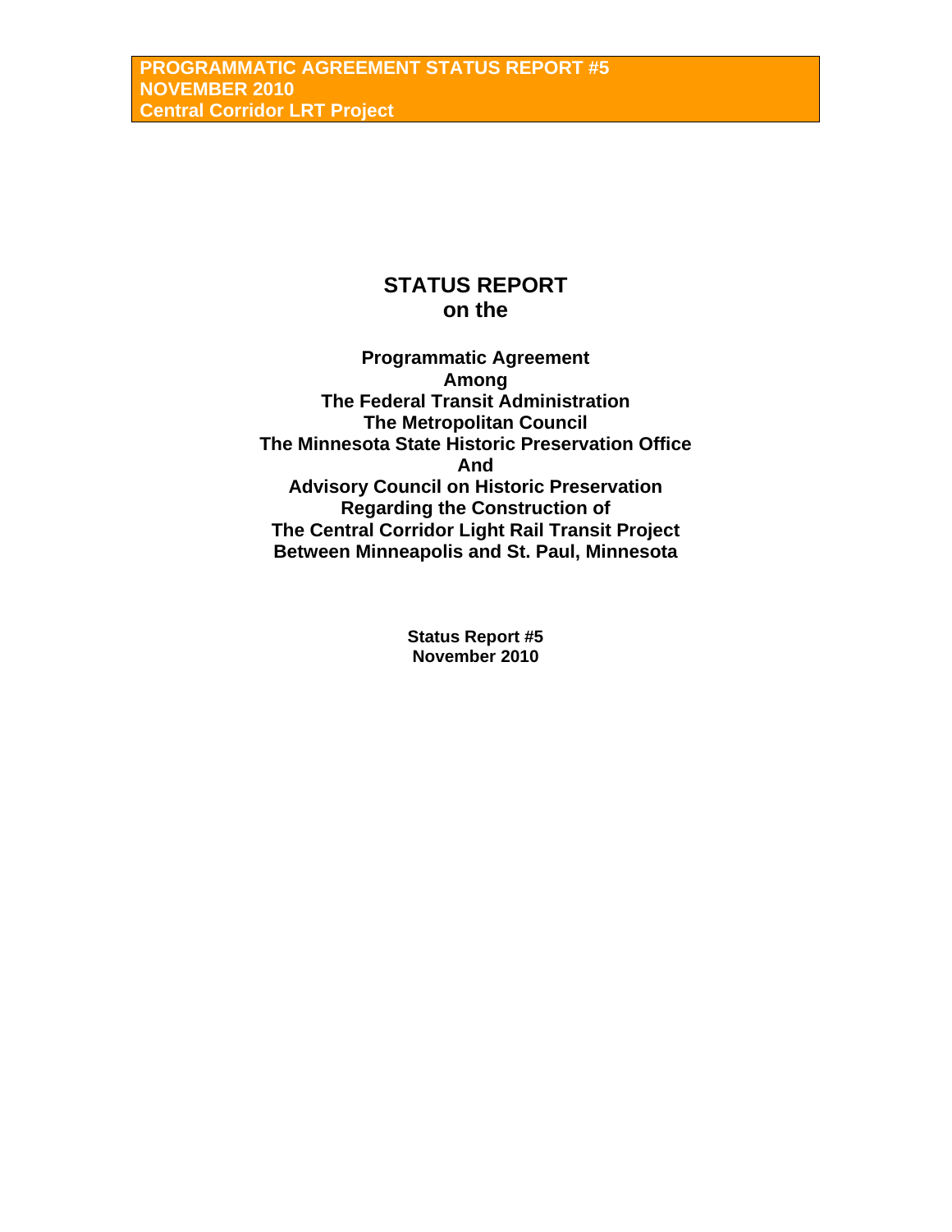# STATUS REPORT on the

**Programmatic Agreement**
**Among**
**The Federal Transit Administration**
**The Metropolitan Council**
**The Minnesota State Historic Preservation Office**
**And**
**Advisory Council on Historic Preservation**
**Regarding the Construction of**
**The Central Corridor Light Rail Transit Project**
**Between Minneapolis and St. Paul, Minnesota**

**Status Report #5**
**November 2010**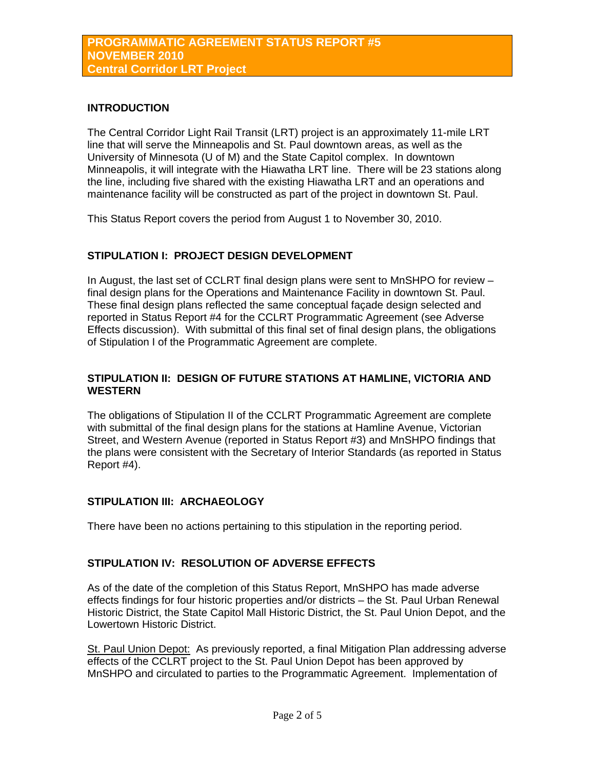**PROGRAMMATIC AGREEMENT STATUS REPORT #5**
**NOVEMBER 2010**
**Central Corridor LRT Project**

## INTRODUCTION

The Central Corridor Light Rail Transit (LRT) project is an approximately 11-mile LRT line that will serve the Minneapolis and St. Paul downtown areas, as well as the University of Minnesota (U of M) and the State Capitol complex. In downtown Minneapolis, it will integrate with the Hiawatha LRT line. There will be 23 stations along the line, including five shared with the existing Hiawatha LRT and an operations and maintenance facility will be constructed as part of the project in downtown St. Paul.

This Status Report covers the period from August 1 to November 30, 2010.

## STIPULATION I: PROJECT DESIGN DEVELOPMENT

In August, the last set of CCLRT final design plans were sent to MnSHPO for review – final design plans for the Operations and Maintenance Facility in downtown St. Paul. These final design plans reflected the same conceptual façade design selected and reported in Status Report #4 for the CCLRT Programmatic Agreement (see Adverse Effects discussion). With submittal of this final set of final design plans, the obligations of Stipulation I of the Programmatic Agreement are complete.

## STIPULATION II: DESIGN OF FUTURE STATIONS AT HAMLINE, VICTORIA AND WESTERN

The obligations of Stipulation II of the CCLRT Programmatic Agreement are complete with submittal of the final design plans for the stations at Hamline Avenue, Victorian Street, and Western Avenue (reported in Status Report #3) and MnSHPO findings that the plans were consistent with the Secretary of Interior Standards (as reported in Status Report #4).

## STIPULATION III: ARCHAEOLOGY

There have been no actions pertaining to this stipulation in the reporting period.

## STIPULATION IV: RESOLUTION OF ADVERSE EFFECTS

As of the date of the completion of this Status Report, MnSHPO has made adverse effects findings for four historic properties and/or districts – the St. Paul Urban Renewal Historic District, the State Capitol Mall Historic District, the St. Paul Union Depot, and the Lowertown Historic District.

St. Paul Union Depot: As previously reported, a final Mitigation Plan addressing adverse effects of the CCLRT project to the St. Paul Union Depot has been approved by MnSHPO and circulated to parties to the Programmatic Agreement. Implementation of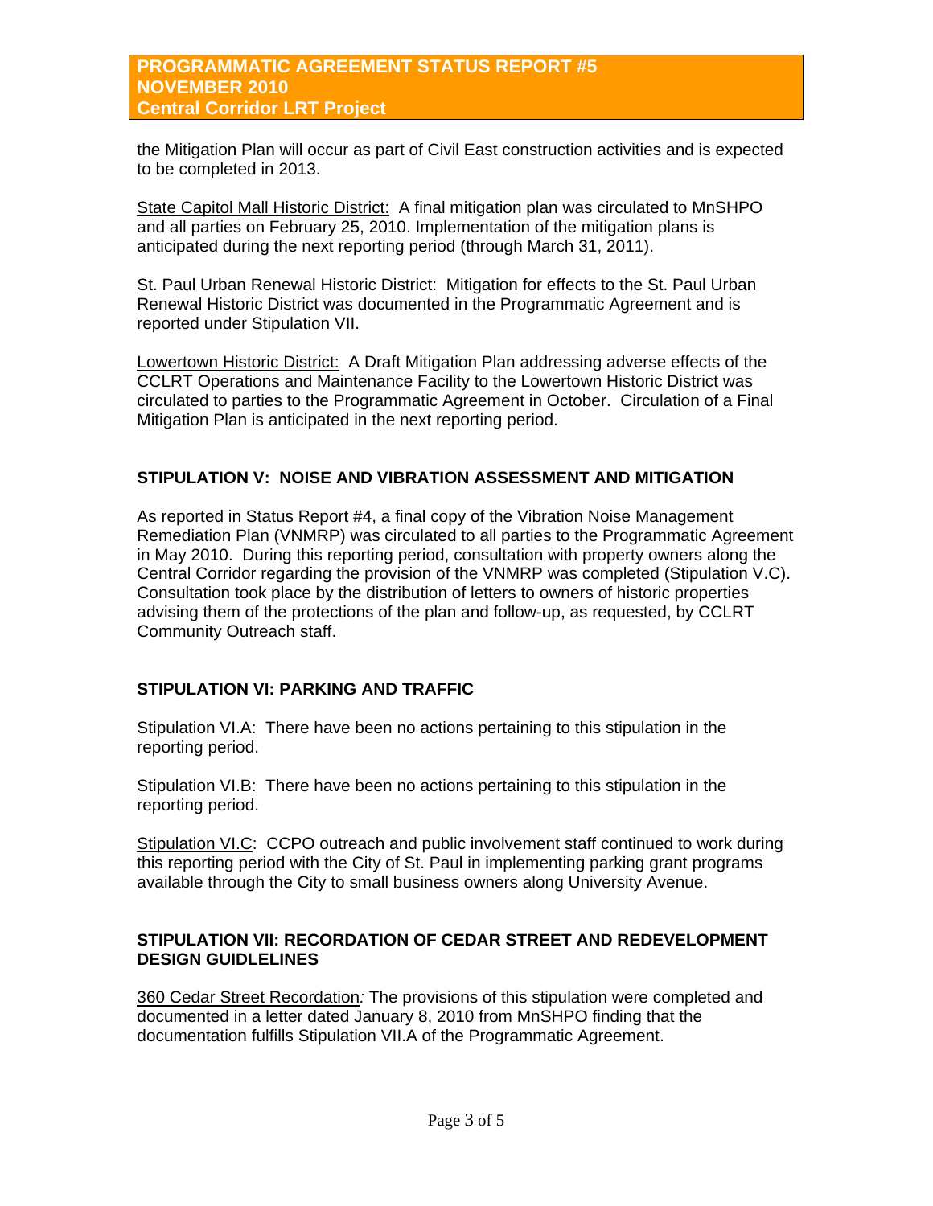the Mitigation Plan will occur as part of Civil East construction activities and is expected to be completed in 2013.

<u>State Capitol Mall Historic District:</u> A final mitigation plan was circulated to MnSHPO and all parties on February 25, 2010. Implementation of the mitigation plans is anticipated during the next reporting period (through March 31, 2011).

<u>St. Paul Urban Renewal Historic District:</u> Mitigation for effects to the St. Paul Urban Renewal Historic District was documented in the Programmatic Agreement and is reported under Stipulation VII.

<u>Lowertown Historic District:</u> A Draft Mitigation Plan addressing adverse effects of the CCLRT Operations and Maintenance Facility to the Lowertown Historic District was circulated to parties to the Programmatic Agreement in October. Circulation of a Final Mitigation Plan is anticipated in the next reporting period.

## STIPULATION V: NOISE AND VIBRATION ASSESSMENT AND MITIGATION

As reported in Status Report #4, a final copy of the Vibration Noise Management Remediation Plan (VNMRP) was circulated to all parties to the Programmatic Agreement in May 2010. During this reporting period, consultation with property owners along the Central Corridor regarding the provision of the VNMRP was completed (Stipulation V.C). Consultation took place by the distribution of letters to owners of historic properties advising them of the protections of the plan and follow-up, as requested, by CCLRT Community Outreach staff.

## STIPULATION VI: PARKING AND TRAFFIC

<u>Stipulation VI.A</u>: There have been no actions pertaining to this stipulation in the reporting period.

<u>Stipulation VI.B</u>: There have been no actions pertaining to this stipulation in the reporting period.

<u>Stipulation VI.C</u>: CCPO outreach and public involvement staff continued to work during this reporting period with the City of St. Paul in implementing parking grant programs available through the City to small business owners along University Avenue.

## STIPULATION VII: RECORDATION OF CEDAR STREET AND REDEVELOPMENT DESIGN GUIDLELINES

<u>360 Cedar Street Recordation</u>*:* The provisions of this stipulation were completed and documented in a letter dated January 8, 2010 from MnSHPO finding that the documentation fulfills Stipulation VII.A of the Programmatic Agreement.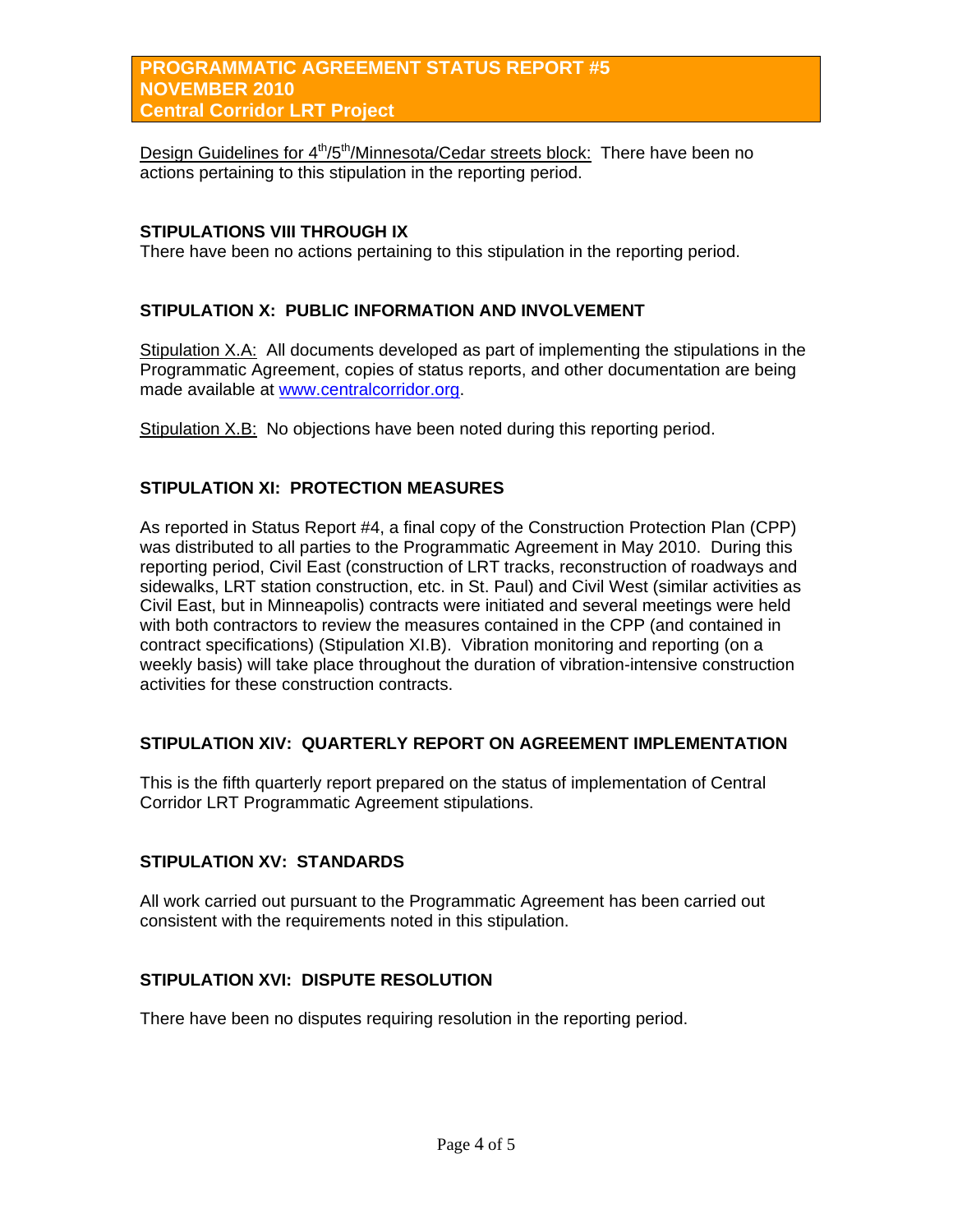Design Guidelines for 4th/5th/Minnesota/Cedar streets block: There have been no actions pertaining to this stipulation in the reporting period.

**STIPULATIONS VIII THROUGH IX**

There have been no actions pertaining to this stipulation in the reporting period.

**STIPULATION X: PUBLIC INFORMATION AND INVOLVEMENT**

Stipulation X.A: All documents developed as part of implementing the stipulations in the Programmatic Agreement, copies of status reports, and other documentation are being made available at [www.centralcorridor.org](http://www.centralcorridor.org).

Stipulation X.B: No objections have been noted during this reporting period.

**STIPULATION XI: PROTECTION MEASURES**

As reported in Status Report #4, a final copy of the Construction Protection Plan (CPP) was distributed to all parties to the Programmatic Agreement in May 2010. During this reporting period, Civil East (construction of LRT tracks, reconstruction of roadways and sidewalks, LRT station construction, etc. in St. Paul) and Civil West (similar activities as Civil East, but in Minneapolis) contracts were initiated and several meetings were held with both contractors to review the measures contained in the CPP (and contained in contract specifications) (Stipulation XI.B). Vibration monitoring and reporting (on a weekly basis) will take place throughout the duration of vibration-intensive construction activities for these construction contracts.

**STIPULATION XIV: QUARTERLY REPORT ON AGREEMENT IMPLEMENTATION**

This is the fifth quarterly report prepared on the status of implementation of Central Corridor LRT Programmatic Agreement stipulations.

**STIPULATION XV: STANDARDS**

All work carried out pursuant to the Programmatic Agreement has been carried out consistent with the requirements noted in this stipulation.

**STIPULATION XVI: DISPUTE RESOLUTION**

There have been no disputes requiring resolution in the reporting period.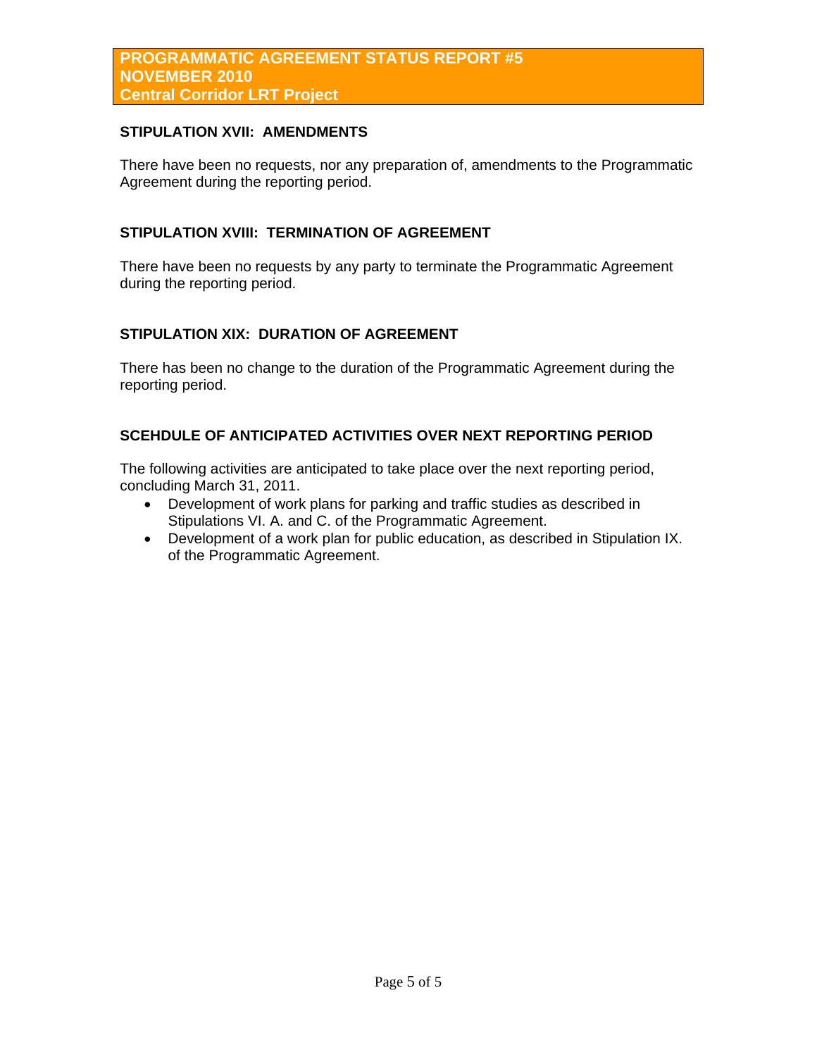**PROGRAMMATIC AGREEMENT STATUS REPORT #5**
**NOVEMBER 2010**
**Central Corridor LRT Project**

## STIPULATION XVII: AMENDMENTS

There have been no requests, nor any preparation of, amendments to the Programmatic Agreement during the reporting period.

## STIPULATION XVIII: TERMINATION OF AGREEMENT

There have been no requests by any party to terminate the Programmatic Agreement during the reporting period.

## STIPULATION XIX: DURATION OF AGREEMENT

There has been no change to the duration of the Programmatic Agreement during the reporting period.

## SCEHDULE OF ANTICIPATED ACTIVITIES OVER NEXT REPORTING PERIOD

The following activities are anticipated to take place over the next reporting period, concluding March 31, 2011.

- Development of work plans for parking and traffic studies as described in Stipulations VI. A. and C. of the Programmatic Agreement.
- Development of a work plan for public education, as described in Stipulation IX. of the Programmatic Agreement.